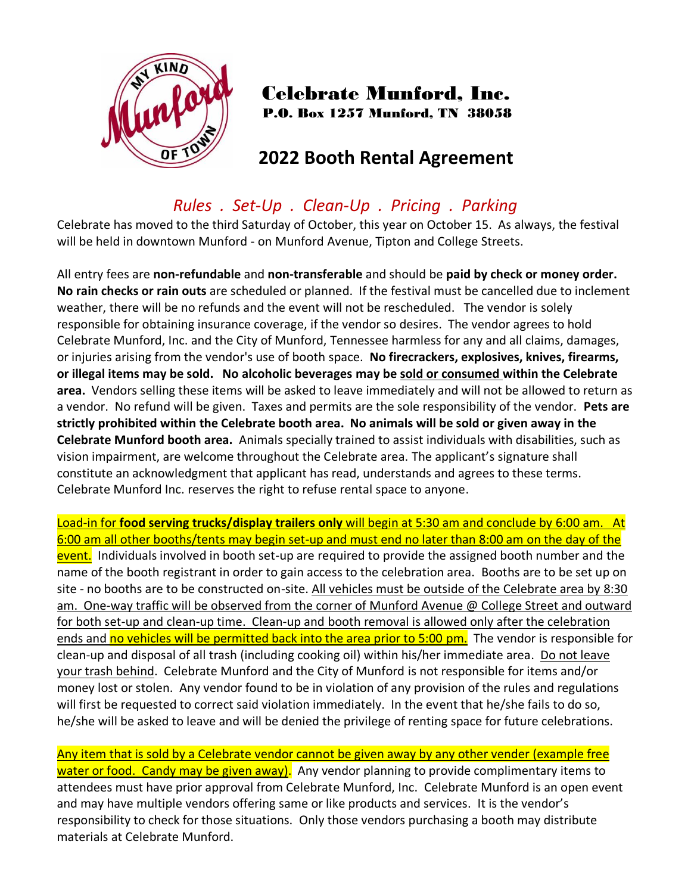# Celebrate Munford, Inc.

**P.O. Box 1257 Munford, TN 38058**

## 2022 Booth Rental Agreement

### *Rules . Set-Up . Clean-Up . Pricing . Parking*

Celebrate has moved to the third Saturday of October, this year on October 15. As always, the festival will be held in downtown Munford - on Munford Avenue, Tipton and College Streets.

All entry fees are **non-refundable** and **non-transferable** and should be **paid by check or money order.** **No rain checks or rain outs** are scheduled or planned. If the festival must be cancelled due to inclement weather, there will be no refunds and the event will not be rescheduled. The vendor is solely responsible for obtaining insurance coverage, if the vendor so desires. The vendor agrees to hold Celebrate Munford, Inc. and the City of Munford, Tennessee harmless for any and all claims, damages, or injuries arising from the vendor's use of booth space. **No firecrackers, explosives, knives, firearms, or illegal items may be sold. No alcoholic beverages may be <u>sold or consumed</u> within the Celebrate area.** Vendors selling these items will be asked to leave immediately and will not be allowed to return as a vendor. No refund will be given. Taxes and permits are the sole responsibility of the vendor. **Pets are strictly prohibited within the Celebrate booth area. No animals will be sold or given away in the Celebrate Munford booth area.** Animals specially trained to assist individuals with disabilities, such as vision impairment, are welcome throughout the Celebrate area. The applicant's signature shall constitute an acknowledgment that applicant has read, understands and agrees to these terms. Celebrate Munford Inc. reserves the right to refuse rental space to anyone.

<u>Load-in for **food serving trucks/display trailers only** will begin at 5:30 am and conclude by 6:00 am. At 6:00 am all other booths/tents may begin set-up and must end no later than 8:00 am on the day of the event.</u> Individuals involved in booth set-up are required to provide the assigned booth number and the name of the booth registrant in order to gain access to the celebration area. Booths are to be set up on site - no booths are to be constructed on-site. <u>All vehicles must be outside of the Celebrate area by 8:30 am. One-way traffic will be observed from the corner of Munford Avenue @ College Street and outward for both set-up and clean-up time. Clean-up and booth removal is allowed only after the celebration ends and no vehicles will be permitted back into the area prior to 5:00 pm.</u> The vendor is responsible for clean-up and disposal of all trash (including cooking oil) within his/her immediate area. <u>Do not leave your trash behind</u>. Celebrate Munford and the City of Munford is not responsible for items and/or money lost or stolen. Any vendor found to be in violation of any provision of the rules and regulations will first be requested to correct said violation immediately. In the event that he/she fails to do so, he/she will be asked to leave and will be denied the privilege of renting space for future celebrations.

<u>Any item that is sold by a Celebrate vendor cannot be given away by any other vender (example free water or food. Candy may be given away).</u> Any vendor planning to provide complimentary items to attendees must have prior approval from Celebrate Munford, Inc. Celebrate Munford is an open event and may have multiple vendors offering same or like products and services. It is the vendor's responsibility to check for those situations. Only those vendors purchasing a booth may distribute materials at Celebrate Munford.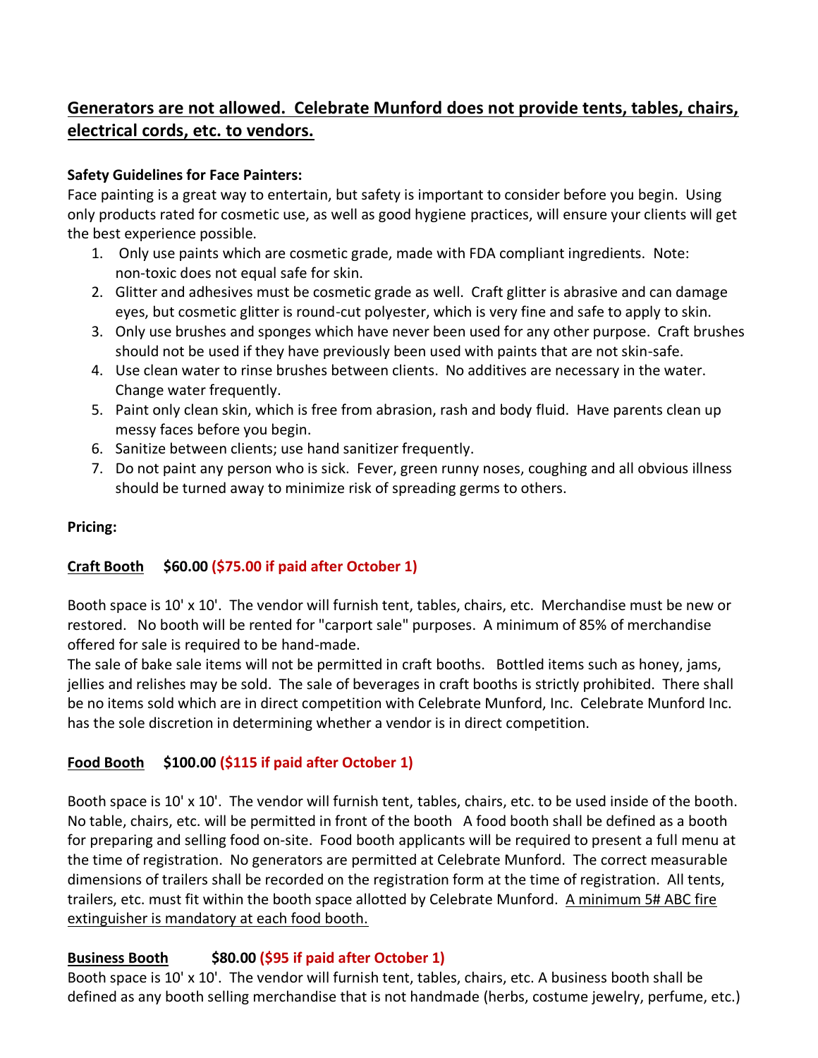**Generators are not allowed. Celebrate Munford does not provide tents, tables, chairs, electrical cords, etc. to vendors.**

**Safety Guidelines for Face Painters:**

Face painting is a great way to entertain, but safety is important to consider before you begin. Using only products rated for cosmetic use, as well as good hygiene practices, will ensure your clients will get the best experience possible.

1. Only use paints which are cosmetic grade, made with FDA compliant ingredients. Note: non-toxic does not equal safe for skin.
2. Glitter and adhesives must be cosmetic grade as well. Craft glitter is abrasive and can damage eyes, but cosmetic glitter is round-cut polyester, which is very fine and safe to apply to skin.
3. Only use brushes and sponges which have never been used for any other purpose. Craft brushes should not be used if they have previously been used with paints that are not skin-safe.
4. Use clean water to rinse brushes between clients. No additives are necessary in the water. Change water frequently.
5. Paint only clean skin, which is free from abrasion, rash and body fluid. Have parents clean up messy faces before you begin.
6. Sanitize between clients; use hand sanitizer frequently.
7. Do not paint any person who is sick. Fever, green runny noses, coughing and all obvious illness should be turned away to minimize risk of spreading germs to others.

**Pricing:**

**Craft Booth $60.00 ($75.00 if paid after October 1)**

Booth space is 10' x 10'. The vendor will furnish tent, tables, chairs, etc. Merchandise must be new or restored. No booth will be rented for "carport sale" purposes. A minimum of 85% of merchandise offered for sale is required to be hand-made.

The sale of bake sale items will not be permitted in craft booths. Bottled items such as honey, jams, jellies and relishes may be sold. The sale of beverages in craft booths is strictly prohibited. There shall be no items sold which are in direct competition with Celebrate Munford, Inc. Celebrate Munford Inc. has the sole discretion in determining whether a vendor is in direct competition.

**Food Booth $100.00 ($115 if paid after October 1)**

Booth space is 10' x 10'. The vendor will furnish tent, tables, chairs, etc. to be used inside of the booth. No table, chairs, etc. will be permitted in front of the booth A food booth shall be defined as a booth for preparing and selling food on-site. Food booth applicants will be required to present a full menu at the time of registration. No generators are permitted at Celebrate Munford. The correct measurable dimensions of trailers shall be recorded on the registration form at the time of registration. All tents, trailers, etc. must fit within the booth space allotted by Celebrate Munford. A minimum 5# ABC fire extinguisher is mandatory at each food booth.

**Business Booth $80.00 ($95 if paid after October 1)**

Booth space is 10' x 10'. The vendor will furnish tent, tables, chairs, etc. A business booth shall be defined as any booth selling merchandise that is not handmade (herbs, costume jewelry, perfume, etc.)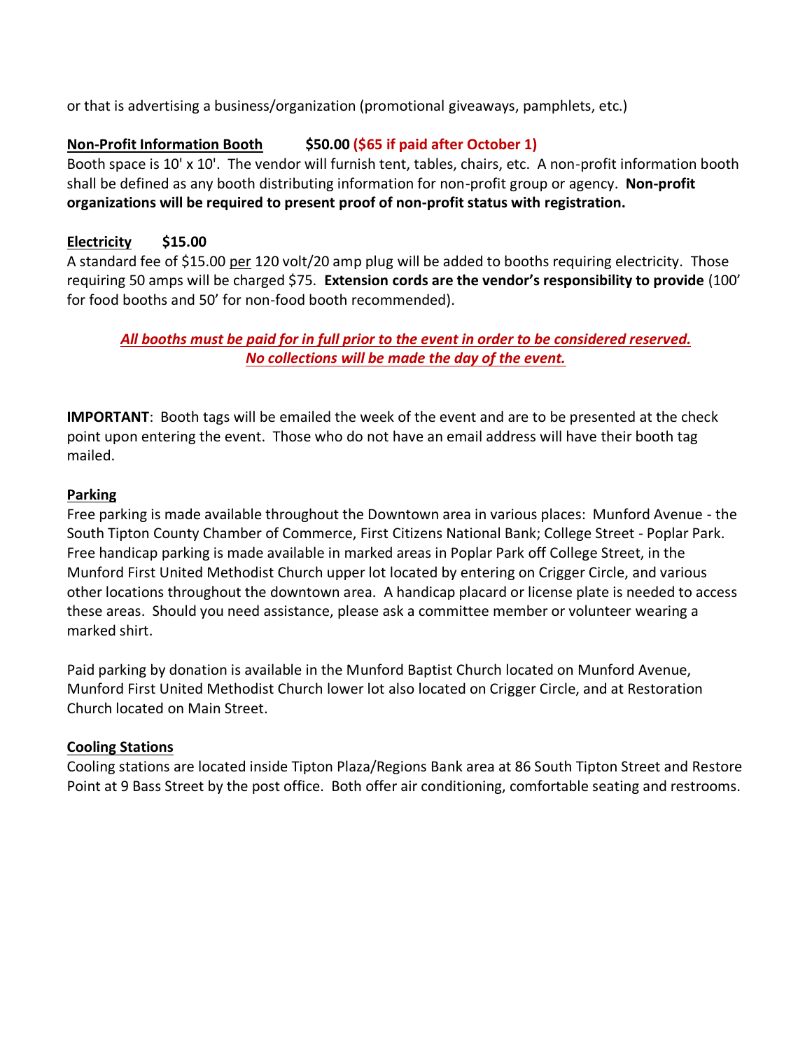or that is advertising a business/organization (promotional giveaways, pamphlets, etc.)

**Non-Profit Information Booth** **$50.00** **($65 if paid after October 1)**

Booth space is 10' x 10'. The vendor will furnish tent, tables, chairs, etc. A non-profit information booth shall be defined as any booth distributing information for non-profit group or agency. **Non-profit organizations will be required to present proof of non-profit status with registration.**

**Electricity** **$15.00**

A standard fee of $15.00 per 120 volt/20 amp plug will be added to booths requiring electricity. Those requiring 50 amps will be charged $75. **Extension cords are the vendor's responsibility to provide** (100' for food booths and 50' for non-food booth recommended).

***All booths must be paid for in full prior to the event in order to be considered reserved. No collections will be made the day of the event.***

**IMPORTANT**: Booth tags will be emailed the week of the event and are to be presented at the check point upon entering the event. Those who do not have an email address will have their booth tag mailed.

**Parking**

Free parking is made available throughout the Downtown area in various places: Munford Avenue - the South Tipton County Chamber of Commerce, First Citizens National Bank; College Street - Poplar Park. Free handicap parking is made available in marked areas in Poplar Park off College Street, in the Munford First United Methodist Church upper lot located by entering on Crigger Circle, and various other locations throughout the downtown area. A handicap placard or license plate is needed to access these areas. Should you need assistance, please ask a committee member or volunteer wearing a marked shirt.

Paid parking by donation is available in the Munford Baptist Church located on Munford Avenue, Munford First United Methodist Church lower lot also located on Crigger Circle, and at Restoration Church located on Main Street.

**Cooling Stations**

Cooling stations are located inside Tipton Plaza/Regions Bank area at 86 South Tipton Street and Restore Point at 9 Bass Street by the post office. Both offer air conditioning, comfortable seating and restrooms.